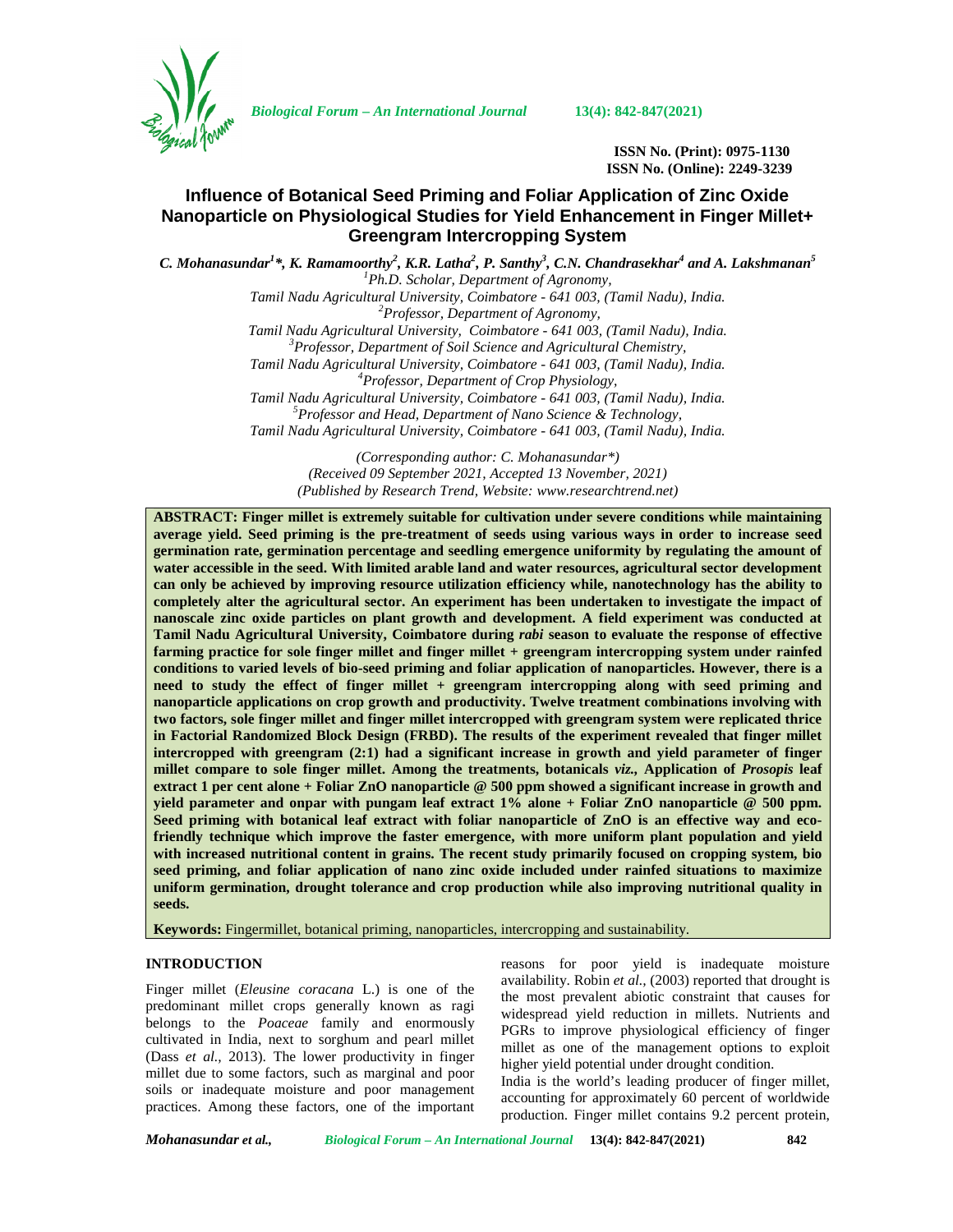ISSN No. (Print): 0975-1130
ISSN No. (Online): 2249-3239

# Influence of Botanical Seed Priming and Foliar Application of Zinc Oxide Nanoparticle on Physiological Studies for Yield Enhancement in Finger Millet+ Greengram Intercropping System

***C. Mohanasundar[1]\*, K. Ramamoorthy[2], K.R. Latha[2], P. Santhy[3], C.N. Chandrasekhar[4] and A. Lakshmanan[5]***

[1]*Ph.D. Scholar, Department of Agronomy, Tamil Nadu Agricultural University, Coimbatore - 641 003, (Tamil Nadu), India.*
[2]*Professor, Department of Agronomy, Tamil Nadu Agricultural University, Coimbatore - 641 003, (Tamil Nadu), India.*
[3]*Professor, Department of Soil Science and Agricultural Chemistry, Tamil Nadu Agricultural University, Coimbatore - 641 003, (Tamil Nadu), India.*
[4]*Professor, Department of Crop Physiology, Tamil Nadu Agricultural University, Coimbatore - 641 003, (Tamil Nadu), India.*
[5]*Professor and Head, Department of Nano Science & Technology, Tamil Nadu Agricultural University, Coimbatore - 641 003, (Tamil Nadu), India.*

*(Corresponding author: C. Mohanasundar\*)*
*(Received 09 September 2021, Accepted 13 November, 2021)*
*(Published by Research Trend, Website: www.researchtrend.net)*

**ABSTRACT: Finger millet is extremely suitable for cultivation under severe conditions while maintaining average yield. Seed priming is the pre-treatment of seeds using various ways in order to increase seed germination rate, germination percentage and seedling emergence uniformity by regulating the amount of water accessible in the seed. With limited arable land and water resources, agricultural sector development can only be achieved by improving resource utilization efficiency while, nanotechnology has the ability to completely alter the agricultural sector. An experiment has been undertaken to investigate the impact of nanoscale zinc oxide particles on plant growth and development. A field experiment was conducted at Tamil Nadu Agricultural University, Coimbatore during *rabi* season to evaluate the response of effective farming practice for sole finger millet and finger millet + greengram intercropping system under rainfed conditions to varied levels of bio-seed priming and foliar application of nanoparticles. However, there is a need to study the effect of finger millet + greengram intercropping along with seed priming and nanoparticle applications on crop growth and productivity. Twelve treatment combinations involving with two factors, sole finger millet and finger millet intercropped with greengram system were replicated thrice in Factorial Randomized Block Design (FRBD). The results of the experiment revealed that finger millet intercropped with greengram (2:1) had a significant increase in growth and yield parameter of finger millet compare to sole finger millet. Among the treatments, botanicals *viz.,* Application of *Prosopis* leaf extract 1 per cent alone + Foliar ZnO nanoparticle @ 500 ppm showed a significant increase in growth and yield parameter and onpar with pungam leaf extract 1% alone + Foliar ZnO nanoparticle @ 500 ppm. Seed priming with botanical leaf extract with foliar nanoparticle of ZnO is an effective way and eco-friendly technique which improve the faster emergence, with more uniform plant population and yield with increased nutritional content in grains. The recent study primarily focused on cropping system, bio seed priming, and foliar application of nano zinc oxide included under rainfed situations to maximize uniform germination, drought tolerance and crop production while also improving nutritional quality in seeds.**

**Keywords:** Fingermillet, botanical priming, nanoparticles, intercropping and sustainability.

## INTRODUCTION

Finger millet (*Eleusine coracana* L.) is one of the predominant millet crops generally known as ragi belongs to the *Poaceae* family and enormously cultivated in India, next to sorghum and pearl millet (Dass *et al.,* 2013). The lower productivity in finger millet due to some factors, such as marginal and poor soils or inadequate moisture and poor management practices. Among these factors, one of the important reasons for poor yield is inadequate moisture availability. Robin *et al.,* (2003) reported that drought is the most prevalent abiotic constraint that causes for widespread yield reduction in millets. Nutrients and PGRs to improve physiological efficiency of finger millet as one of the management options to exploit higher yield potential under drought condition.

India is the world's leading producer of finger millet, accounting for approximately 60 percent of worldwide production. Finger millet contains 9.2 percent protein,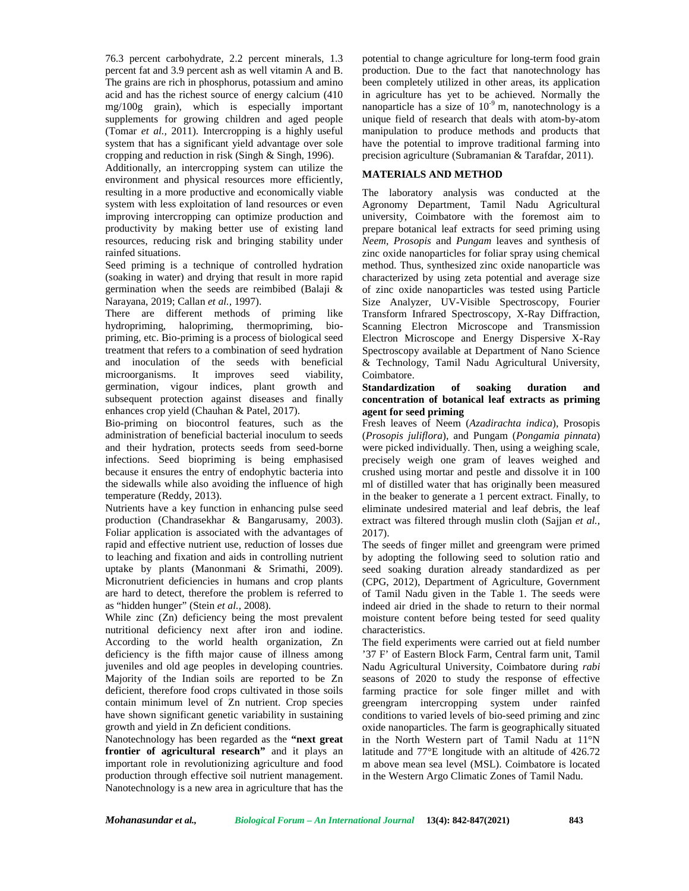76.3 percent carbohydrate, 2.2 percent minerals, 1.3 percent fat and 3.9 percent ash as well vitamin A and B. The grains are rich in phosphorus, potassium and amino acid and has the richest source of energy calcium (410 mg/100g grain), which is especially important supplements for growing children and aged people (Tomar *et al.,* 2011). Intercropping is a highly useful system that has a significant yield advantage over sole cropping and reduction in risk (Singh & Singh, 1996).

Additionally, an intercropping system can utilize the environment and physical resources more efficiently, resulting in a more productive and economically viable system with less exploitation of land resources or even improving intercropping can optimize production and productivity by making better use of existing land resources, reducing risk and bringing stability under rainfed situations.

Seed priming is a technique of controlled hydration (soaking in water) and drying that result in more rapid germination when the seeds are reimbibed (Balaji & Narayana, 2019; Callan *et al.,* 1997).

There are different methods of priming like hydropriming, halopriming, thermopriming, bio-priming, etc. Bio-priming is a process of biological seed treatment that refers to a combination of seed hydration and inoculation of the seeds with beneficial microorganisms. It improves seed viability, germination, vigour indices, plant growth and subsequent protection against diseases and finally enhances crop yield (Chauhan & Patel, 2017).

Bio-priming on biocontrol features, such as the administration of beneficial bacterial inoculum to seeds and their hydration, protects seeds from seed-borne infections. Seed biopriming is being emphasised because it ensures the entry of endophytic bacteria into the sidewalls while also avoiding the influence of high temperature (Reddy, 2013).

Nutrients have a key function in enhancing pulse seed production (Chandrasekhar & Bangarusamy, 2003). Foliar application is associated with the advantages of rapid and effective nutrient use, reduction of losses due to leaching and fixation and aids in controlling nutrient uptake by plants (Manonmani & Srimathi, 2009). Micronutrient deficiencies in humans and crop plants are hard to detect, therefore the problem is referred to as "hidden hunger" (Stein *et al.,* 2008).

While zinc (Zn) deficiency being the most prevalent nutritional deficiency next after iron and iodine. According to the world health organization, Zn deficiency is the fifth major cause of illness among juveniles and old age peoples in developing countries. Majority of the Indian soils are reported to be Zn deficient, therefore food crops cultivated in those soils contain minimum level of Zn nutrient. Crop species have shown significant genetic variability in sustaining growth and yield in Zn deficient conditions.

Nanotechnology has been regarded as the **"next great frontier of agricultural research"** and it plays an important role in revolutionizing agriculture and food production through effective soil nutrient management. Nanotechnology is a new area in agriculture that has the potential to change agriculture for long-term food grain production. Due to the fact that nanotechnology has been completely utilized in other areas, its application in agriculture has yet to be achieved. Normally the nanoparticle has a size of $10^{-9}$ m, nanotechnology is a unique field of research that deals with atom-by-atom manipulation to produce methods and products that have the potential to improve traditional farming into precision agriculture (Subramanian & Tarafdar, 2011).

## MATERIALS AND METHOD

The laboratory analysis was conducted at the Agronomy Department, Tamil Nadu Agricultural university, Coimbatore with the foremost aim to prepare botanical leaf extracts for seed priming using *Neem, Prosopis* and *Pungam* leaves and synthesis of zinc oxide nanoparticles for foliar spray using chemical method. Thus, synthesized zinc oxide nanoparticle was characterized by using zeta potential and average size of zinc oxide nanoparticles was tested using Particle Size Analyzer, UV-Visible Spectroscopy, Fourier Transform Infrared Spectroscopy, X-Ray Diffraction, Scanning Electron Microscope and Transmission Electron Microscope and Energy Dispersive X-Ray Spectroscopy available at Department of Nano Science & Technology, Tamil Nadu Agricultural University, Coimbatore.

**Standardization of soaking duration and concentration of botanical leaf extracts as priming agent for seed priming**

Fresh leaves of Neem (*Azadirachta indica*), Prosopis (*Prosopis juliflora*), and Pungam (*Pongamia pinnata*) were picked individually. Then, using a weighing scale, precisely weigh one gram of leaves weighed and crushed using mortar and pestle and dissolve it in 100 ml of distilled water that has originally been measured in the beaker to generate a 1 percent extract. Finally, to eliminate undesired material and leaf debris, the leaf extract was filtered through muslin cloth (Sajjan *et al.,* 2017).

The seeds of finger millet and greengram were primed by adopting the following seed to solution ratio and seed soaking duration already standardized as per (CPG, 2012), Department of Agriculture, Government of Tamil Nadu given in the Table 1. The seeds were indeed air dried in the shade to return to their normal moisture content before being tested for seed quality characteristics.

The field experiments were carried out at field number '37 F' of Eastern Block Farm, Central farm unit, Tamil Nadu Agricultural University, Coimbatore during *rabi* seasons of 2020 to study the response of effective farming practice for sole finger millet and with greengram intercropping system under rainfed conditions to varied levels of bio-seed priming and zinc oxide nanoparticles. The farm is geographically situated in the North Western part of Tamil Nadu at 11°N latitude and 77°E longitude with an altitude of 426.72 m above mean sea level (MSL). Coimbatore is located in the Western Argo Climatic Zones of Tamil Nadu.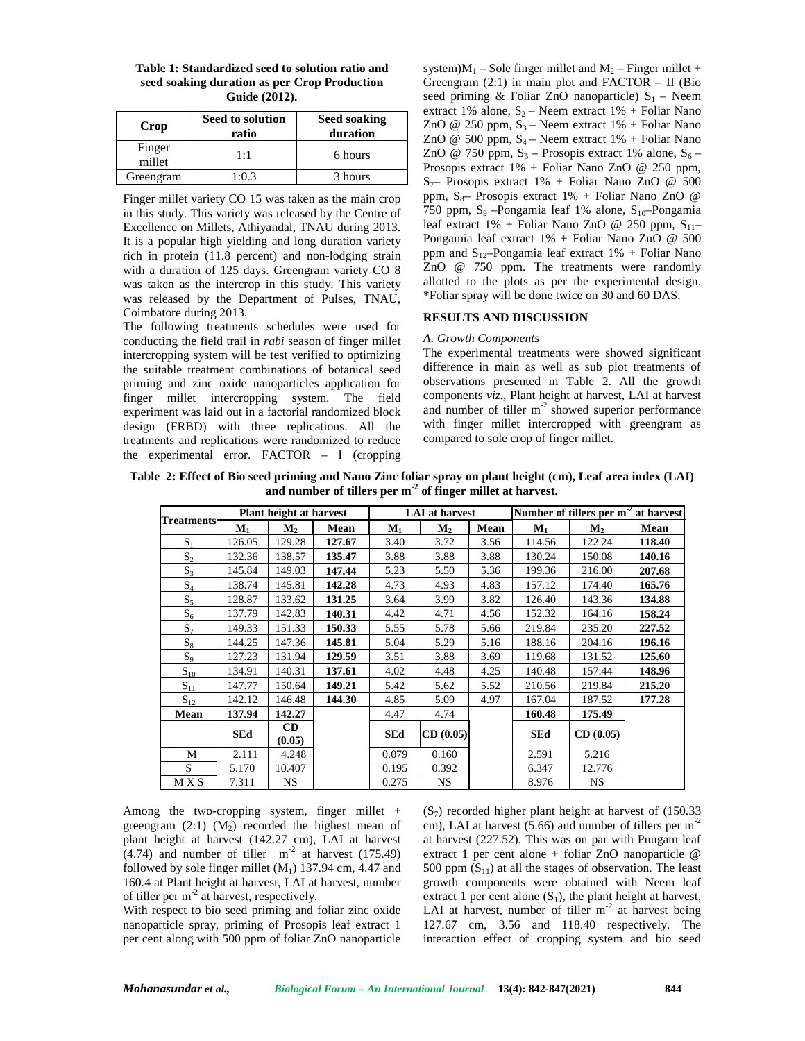**Table 1: Standardized seed to solution ratio and seed soaking duration as per Crop Production Guide (2012).**

| Crop | Seed to solution ratio | Seed soaking duration |
|---|---|---|
| Finger millet | 1:1 | 6 hours |
| Greengram | 1:0.3 | 3 hours |

Finger millet variety CO 15 was taken as the main crop in this study. This variety was released by the Centre of Excellence on Millets, Athiyandal, TNAU during 2013. It is a popular high yielding and long duration variety rich in protein (11.8 percent) and non-lodging strain with a duration of 125 days. Greengram variety CO 8 was taken as the intercrop in this study. This variety was released by the Department of Pulses, TNAU, Coimbatore during 2013.

The following treatments schedules were used for conducting the field trail in *rabi* season of finger millet intercropping system will be test verified to optimizing the suitable treatment combinations of botanical seed priming and zinc oxide nanoparticles application for finger millet intercropping system. The field experiment was laid out in a factorial randomized block design (FRBD) with three replications. All the treatments and replications were randomized to reduce the experimental error. FACTOR – I (cropping system)$M_1$ – Sole finger millet and $M_2$ – Finger millet + Greengram (2:1) in main plot and FACTOR – II (Bio seed priming & Foliar ZnO nanoparticle) $S_1$ – Neem extract 1% alone, $S_2$ – Neem extract 1% + Foliar Nano ZnO @ 250 ppm, $S_3$ – Neem extract 1% + Foliar Nano ZnO @ 500 ppm, $S_4$ – Neem extract 1% + Foliar Nano ZnO @ 750 ppm, $S_5$ – Prosopis extract 1% alone, $S_6$ – Prosopis extract 1% + Foliar Nano ZnO @ 250 ppm, $S_7$– Prosopis extract 1% + Foliar Nano ZnO @ 500 ppm, $S_8$– Prosopis extract 1% + Foliar Nano ZnO @ 750 ppm, $S_9$ –Pongamia leaf 1% alone, $S_{10}$–Pongamia leaf extract 1% + Foliar Nano ZnO @ 250 ppm, $S_{11}$–Pongamia leaf extract 1% + Foliar Nano ZnO @ 500 ppm and $S_{12}$–Pongamia leaf extract 1% + Foliar Nano ZnO @ 750 ppm. The treatments were randomly allotted to the plots as per the experimental design. *Foliar spray will be done twice on 30 and 60 DAS.

## RESULTS AND DISCUSSION

### *A. Growth Components*

The experimental treatments were showed significant difference in main as well as sub plot treatments of observations presented in Table 2. All the growth components *viz.,* Plant height at harvest, LAI at harvest and number of tiller $m^{-2}$ showed superior performance with finger millet intercropped with greengram as compared to sole crop of finger millet.

**Table 2: Effect of Bio seed priming and Nano Zinc foliar spray on plant height (cm), Leaf area index (LAI) and number of tillers per $m^{-2}$ of finger millet at harvest.**

| Treatments | Plant height at harvest | | | LAI at harvest | | | Number of tillers per $m^{-2}$ at harvest | | |
|---|---|---|---|---|---|---|---|---|---|
| | $M_1$ | $M_2$ | Mean | $M_1$ | $M_2$ | Mean | $M_1$ | $M_2$ | Mean |
| $S_1$ | 126.05 | 129.28 | **127.67** | 3.40 | 3.72 | 3.56 | 114.56 | 122.24 | **118.40** |
| $S_2$ | 132.36 | 138.57 | **135.47** | 3.88 | 3.88 | 3.88 | 130.24 | 150.08 | **140.16** |
| $S_3$ | 145.84 | 149.03 | **147.44** | 5.23 | 5.50 | 5.36 | 199.36 | 216.00 | **207.68** |
| $S_4$ | 138.74 | 145.81 | **142.28** | 4.73 | 4.93 | 4.83 | 157.12 | 174.40 | **165.76** |
| $S_5$ | 128.87 | 133.62 | **131.25** | 3.64 | 3.99 | 3.82 | 126.40 | 143.36 | **134.88** |
| $S_6$ | 137.79 | 142.83 | **140.31** | 4.42 | 4.71 | 4.56 | 152.32 | 164.16 | **158.24** |
| $S_7$ | 149.33 | 151.33 | **150.33** | 5.55 | 5.78 | 5.66 | 219.84 | 235.20 | **227.52** |
| $S_8$ | 144.25 | 147.36 | **145.81** | 5.04 | 5.29 | 5.16 | 188.16 | 204.16 | **196.16** |
| $S_9$ | 127.23 | 131.94 | **129.59** | 3.51 | 3.88 | 3.69 | 119.68 | 131.52 | **125.60** |
| $S_{10}$ | 134.91 | 140.31 | **137.61** | 4.02 | 4.48 | 4.25 | 140.48 | 157.44 | **148.96** |
| $S_{11}$ | 147.77 | 150.64 | **149.21** | 5.42 | 5.62 | 5.52 | 210.56 | 219.84 | **215.20** |
| $S_{12}$ | 142.12 | 146.48 | **144.30** | 4.85 | 5.09 | 4.97 | 167.04 | 187.52 | **177.28** |
| **Mean** | **137.94** | **142.27** | | 4.47 | 4.74 | | **160.48** | **175.49** | |
| | **SEd** | **CD (0.05)** | | **SEd** | **CD (0.05)** | | **SEd** | **CD (0.05)** | |
| M | 2.111 | 4.248 | | 0.079 | 0.160 | | 2.591 | 5.216 | |
| S | 5.170 | 10.407 | | 0.195 | 0.392 | | 6.347 | 12.776 | |
| M X S | 7.311 | NS | | 0.275 | NS | | 8.976 | NS | |

Among the two-cropping system, finger millet + greengram (2:1) ($M_2$) recorded the highest mean of plant height at harvest (142.27 cm), LAI at harvest (4.74) and number of tiller $m^{-2}$ at harvest (175.49) followed by sole finger millet ($M_1$) 137.94 cm, 4.47 and 160.4 at Plant height at harvest, LAI at harvest, number of tiller per $m^{-2}$ at harvest, respectively.

With respect to bio seed priming and foliar zinc oxide nanoparticle spray, priming of Prosopis leaf extract 1 per cent along with 500 ppm of foliar ZnO nanoparticle ($S_7$) recorded higher plant height at harvest of (150.33 cm), LAI at harvest (5.66) and number of tillers per $m^{-2}$ at harvest (227.52). This was on par with Pungam leaf extract 1 per cent alone + foliar ZnO nanoparticle @ 500 ppm ($S_{11}$) at all the stages of observation. The least growth components were obtained with Neem leaf extract 1 per cent alone ($S_1$), the plant height at harvest, LAI at harvest, number of tiller $m^{-2}$ at harvest being 127.67 cm, 3.56 and 118.40 respectively. The interaction effect of cropping system and bio seed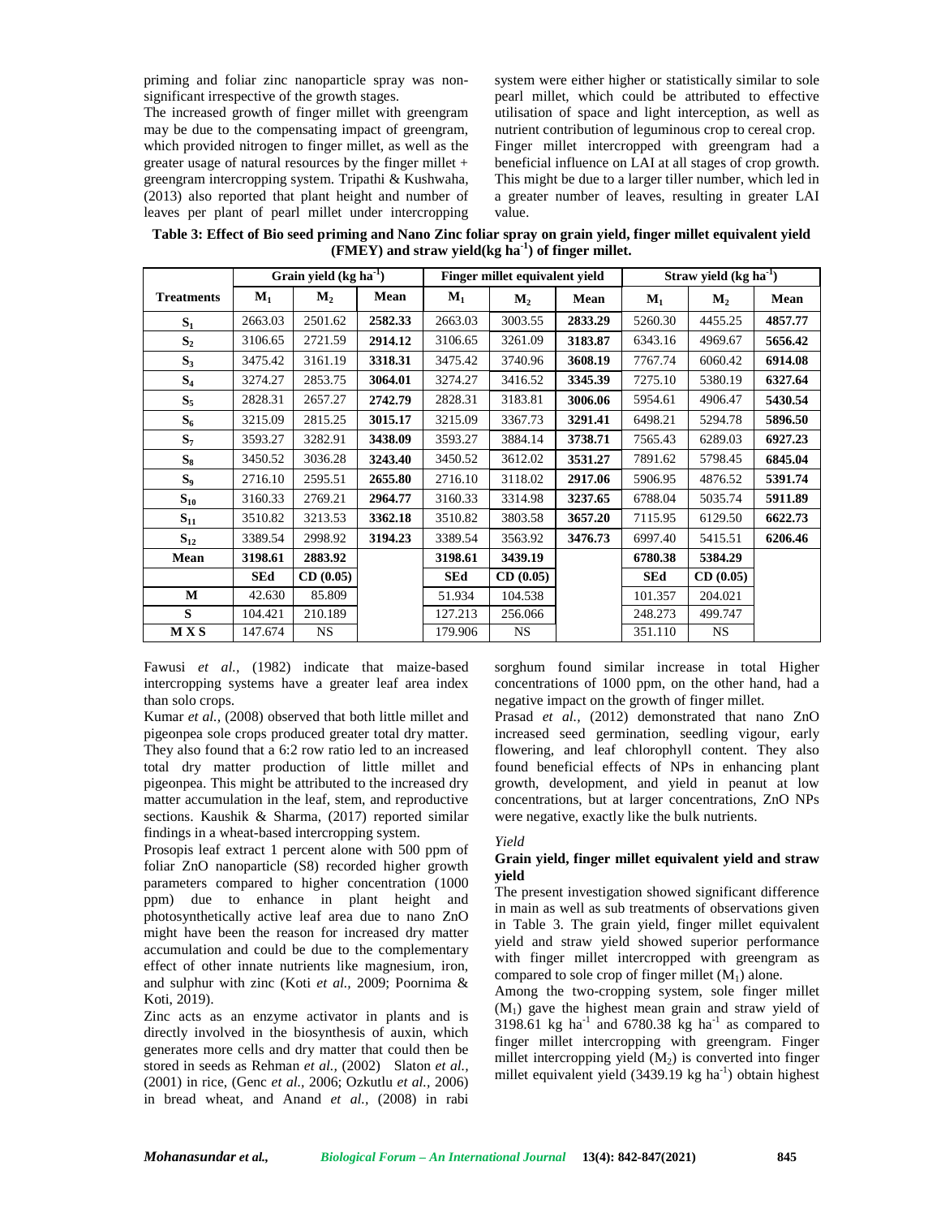priming and foliar zinc nanoparticle spray was non-significant irrespective of the growth stages.

The increased growth of finger millet with greengram may be due to the compensating impact of greengram, which provided nitrogen to finger millet, as well as the greater usage of natural resources by the finger millet + greengram intercropping system. Tripathi & Kushwaha, (2013) also reported that plant height and number of leaves per plant of pearl millet under intercropping system were either higher or statistically similar to sole pearl millet, which could be attributed to effective utilisation of space and light interception, as well as nutrient contribution of leguminous crop to cereal crop. Finger millet intercropped with greengram had a beneficial influence on LAI at all stages of crop growth. This might be due to a larger tiller number, which led in a greater number of leaves, resulting in greater LAI value.

**Table 3: Effect of Bio seed priming and Nano Zinc foliar spray on grain yield, finger millet equivalent yield (FMEY) and straw yield(kg ha$^{-1}$) of finger millet.**

| Treatments | Grain yield (kg ha$^{-1}$) | | | Finger millet equivalent yield | | | Straw yield (kg ha$^{-1}$) | | |
|---|---|---|---|---|---|---|---|---|---|
| | $M_1$ | $M_2$ | Mean | $M_1$ | $M_2$ | Mean | $M_1$ | $M_2$ | Mean |
| $S_1$ | 2663.03 | 2501.62 | **2582.33** | 2663.03 | 3003.55 | **2833.29** | 5260.30 | 4455.25 | **4857.77** |
| $S_2$ | 3106.65 | 2721.59 | **2914.12** | 3106.65 | 3261.09 | **3183.87** | 6343.16 | 4969.67 | **5656.42** |
| $S_3$ | 3475.42 | 3161.19 | **3318.31** | 3475.42 | 3740.96 | **3608.19** | 7767.74 | 6060.42 | **6914.08** |
| $S_4$ | 3274.27 | 2853.75 | **3064.01** | 3274.27 | 3416.52 | **3345.39** | 7275.10 | 5380.19 | **6327.64** |
| $S_5$ | 2828.31 | 2657.27 | **2742.79** | 2828.31 | 3183.81 | **3006.06** | 5954.61 | 4906.47 | **5430.54** |
| $S_6$ | 3215.09 | 2815.25 | **3015.17** | 3215.09 | 3367.73 | **3291.41** | 6498.21 | 5294.78 | **5896.50** |
| $S_7$ | 3593.27 | 3282.91 | **3438.09** | 3593.27 | 3884.14 | **3738.71** | 7565.43 | 6289.03 | **6927.23** |
| $S_8$ | 3450.52 | 3036.28 | **3243.40** | 3450.52 | 3612.02 | **3531.27** | 7891.62 | 5798.45 | **6845.04** |
| $S_9$ | 2716.10 | 2595.51 | **2655.80** | 2716.10 | 3118.02 | **2917.06** | 5906.95 | 4876.52 | **5391.74** |
| $S_{10}$ | 3160.33 | 2769.21 | **2964.77** | 3160.33 | 3314.98 | **3237.65** | 6788.04 | 5035.74 | **5911.89** |
| $S_{11}$ | 3510.82 | 3213.53 | **3362.18** | 3510.82 | 3803.58 | **3657.20** | 7115.95 | 6129.50 | **6622.73** |
| $S_{12}$ | 3389.54 | 2998.92 | **3194.23** | 3389.54 | 3563.92 | **3476.73** | 6997.40 | 5415.51 | **6206.46** |
| **Mean** | **3198.61** | **2883.92** | | **3198.61** | **3439.19** | | **6780.38** | **5384.29** | |
| | **SEd** | **CD (0.05)** | | **SEd** | **CD (0.05)** | | **SEd** | **CD (0.05)** | |
| **M** | 42.630 | 85.809 | | 51.934 | 104.538 | | 101.357 | 204.021 | |
| **S** | 104.421 | 210.189 | | 127.213 | 256.066 | | 248.273 | 499.747 | |
| **M X S** | 147.674 | NS | | 179.906 | NS | | 351.110 | NS | |

Fawusi *et al.,* (1982) indicate that maize-based intercropping systems have a greater leaf area index than solo crops.

Kumar *et al.,* (2008) observed that both little millet and pigeonpea sole crops produced greater total dry matter. They also found that a 6:2 row ratio led to an increased total dry matter production of little millet and pigeonpea. This might be attributed to the increased dry matter accumulation in the leaf, stem, and reproductive sections. Kaushik & Sharma, (2017) reported similar findings in a wheat-based intercropping system.

Prosopis leaf extract 1 percent alone with 500 ppm of foliar ZnO nanoparticle (S8) recorded higher growth parameters compared to higher concentration (1000 ppm) due to enhance in plant height and photosynthetically active leaf area due to nano ZnO might have been the reason for increased dry matter accumulation and could be due to the complementary effect of other innate nutrients like magnesium, iron, and sulphur with zinc (Koti *et al.,* 2009; Poornima & Koti, 2019).

Zinc acts as an enzyme activator in plants and is directly involved in the biosynthesis of auxin, which generates more cells and dry matter that could then be stored in seeds as Rehman *et al.,* (2002) Slaton *et al.,* (2001) in rice, (Genc *et al.,* 2006; Ozkutlu *et al.,* 2006) in bread wheat, and Anand *et al.,* (2008) in rabi sorghum found similar increase in total Higher concentrations of 1000 ppm, on the other hand, had a negative impact on the growth of finger millet.

Prasad *et al.,* (2012) demonstrated that nano ZnO increased seed germination, seedling vigour, early flowering, and leaf chlorophyll content. They also found beneficial effects of NPs in enhancing plant growth, development, and yield in peanut at low concentrations, but at larger concentrations, ZnO NPs were negative, exactly like the bulk nutrients.

*Yield*

### Grain yield, finger millet equivalent yield and straw yield

The present investigation showed significant difference in main as well as sub treatments of observations given in Table 3. The grain yield, finger millet equivalent yield and straw yield showed superior performance with finger millet intercropped with greengram as compared to sole crop of finger millet ($M_1$) alone.

Among the two-cropping system, sole finger millet ($M_1$) gave the highest mean grain and straw yield of 3198.61 kg ha$^{-1}$ and 6780.38 kg ha$^{-1}$ as compared to finger millet intercropping with greengram. Finger millet intercropping yield ($M_2$) is converted into finger millet equivalent yield (3439.19 kg ha$^{-1}$) obtain highest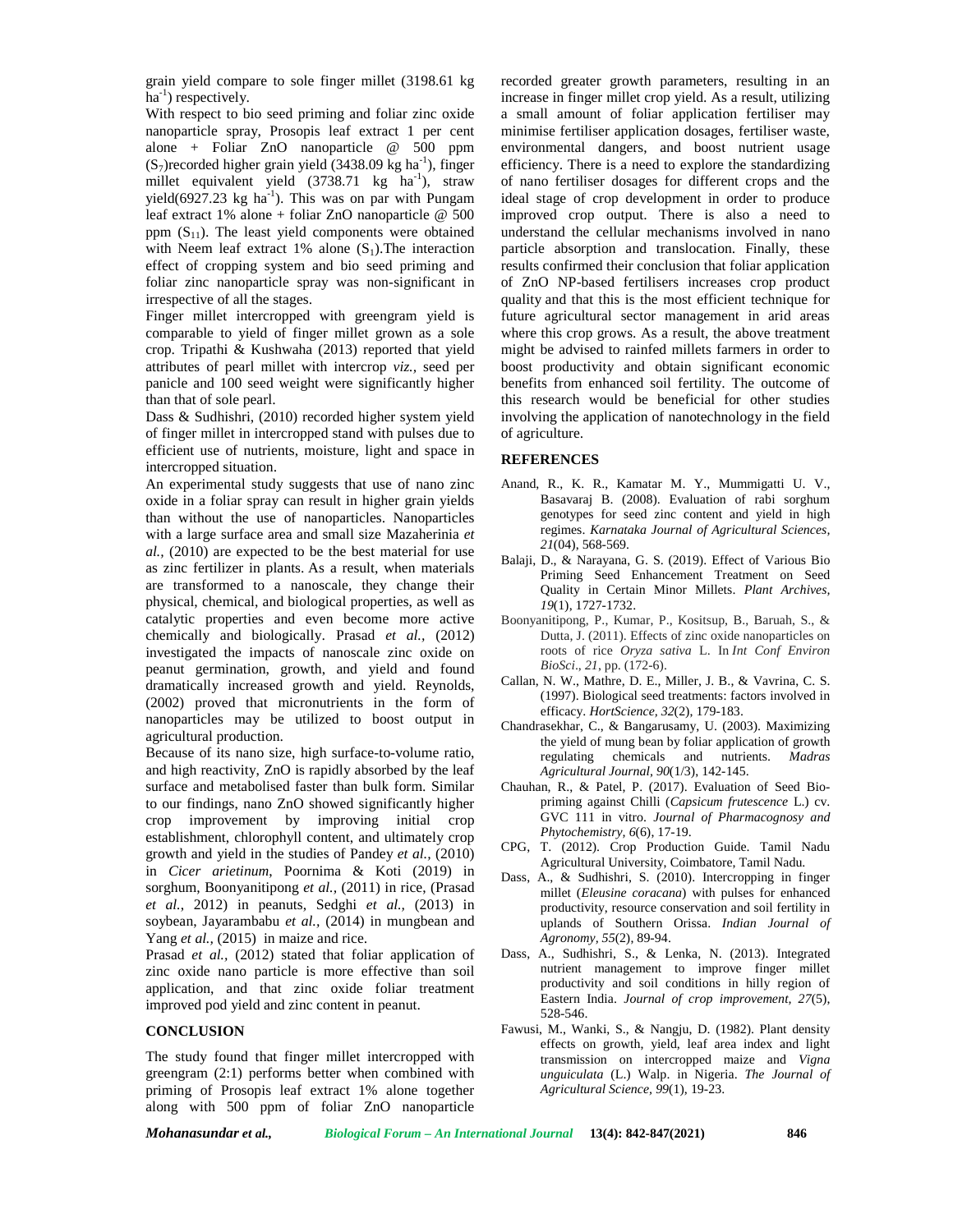grain yield compare to sole finger millet (3198.61 kg $ha^{-1}$) respectively.

With respect to bio seed priming and foliar zinc oxide nanoparticle spray, Prosopis leaf extract 1 per cent alone + Foliar ZnO nanoparticle @ 500 ppm ($S_7$)recorded higher grain yield (3438.09 kg $ha^{-1}$), finger millet equivalent yield (3738.71 kg $ha^{-1}$), straw yield(6927.23 kg $ha^{-1}$). This was on par with Pungam leaf extract 1% alone + foliar ZnO nanoparticle @ 500 ppm ($S_{11}$). The least yield components were obtained with Neem leaf extract 1% alone ($S_1$).The interaction effect of cropping system and bio seed priming and foliar zinc nanoparticle spray was non-significant in irrespective of all the stages.

Finger millet intercropped with greengram yield is comparable to yield of finger millet grown as a sole crop. Tripathi & Kushwaha (2013) reported that yield attributes of pearl millet with intercrop *viz.,* seed per panicle and 100 seed weight were significantly higher than that of sole pearl.

Dass & Sudhishri, (2010) recorded higher system yield of finger millet in intercropped stand with pulses due to efficient use of nutrients, moisture, light and space in intercropped situation.

An experimental study suggests that use of nano zinc oxide in a foliar spray can result in higher grain yields than without the use of nanoparticles. Nanoparticles with a large surface area and small size Mazaherinia *et al.,* (2010) are expected to be the best material for use as zinc fertilizer in plants. As a result, when materials are transformed to a nanoscale, they change their physical, chemical, and biological properties, as well as catalytic properties and even become more active chemically and biologically. Prasad *et al.,* (2012) investigated the impacts of nanoscale zinc oxide on peanut germination, growth, and yield and found dramatically increased growth and yield. Reynolds, (2002) proved that micronutrients in the form of nanoparticles may be utilized to boost output in agricultural production.

Because of its nano size, high surface-to-volume ratio, and high reactivity, ZnO is rapidly absorbed by the leaf surface and metabolised faster than bulk form. Similar to our findings, nano ZnO showed significantly higher crop improvement by improving initial crop establishment, chlorophyll content, and ultimately crop growth and yield in the studies of Pandey *et al.,* (2010) in *Cicer arietinum*, Poornima & Koti (2019) in sorghum, Boonyanitipong *et al.,* (2011) in rice, (Prasad *et al.,* 2012) in peanuts, Sedghi *et al.,* (2013) in soybean, Jayarambabu *et al.,* (2014) in mungbean and Yang *et al.,* (2015) in maize and rice.

Prasad *et al.,* (2012) stated that foliar application of zinc oxide nano particle is more effective than soil application, and that zinc oxide foliar treatment improved pod yield and zinc content in peanut.

## CONCLUSION

The study found that finger millet intercropped with greengram (2:1) performs better when combined with priming of Prosopis leaf extract 1% alone together along with 500 ppm of foliar ZnO nanoparticle recorded greater growth parameters, resulting in an increase in finger millet crop yield. As a result, utilizing a small amount of foliar application fertiliser may minimise fertiliser application dosages, fertiliser waste, environmental dangers, and boost nutrient usage efficiency. There is a need to explore the standardizing of nano fertiliser dosages for different crops and the ideal stage of crop development in order to produce improved crop output. There is also a need to understand the cellular mechanisms involved in nano particle absorption and translocation. Finally, these results confirmed their conclusion that foliar application of ZnO NP-based fertilisers increases crop product quality and that this is the most efficient technique for future agricultural sector management in arid areas where this crop grows. As a result, the above treatment might be advised to rainfed millets farmers in order to boost productivity and obtain significant economic benefits from enhanced soil fertility. The outcome of this research would be beneficial for other studies involving the application of nanotechnology in the field of agriculture.

## REFERENCES

Anand, R., K. R., Kamatar M. Y., Mummigatti U. V., Basavaraj B. (2008). Evaluation of rabi sorghum genotypes for seed zinc content and yield in high regimes. *Karnataka Journal of Agricultural Sciences, 21*(04), 568-569.

Balaji, D., & Narayana, G. S. (2019). Effect of Various Bio Priming Seed Enhancement Treatment on Seed Quality in Certain Minor Millets. *Plant Archives, 19*(1), 1727-1732.

Boonyanitipong, P., Kumar, P., Kositsup, B., Baruah, S., & Dutta, J. (2011). Effects of zinc oxide nanoparticles on roots of rice *Oryza sativa* L. In *Int Conf Environ BioSci*., *21*, pp. (172-6).

Callan, N. W., Mathre, D. E., Miller, J. B., & Vavrina, C. S. (1997). Biological seed treatments: factors involved in efficacy. *HortScience, 32*(2), 179-183.

Chandrasekhar, C., & Bangarusamy, U. (2003). Maximizing the yield of mung bean by foliar application of growth regulating chemicals and nutrients. *Madras Agricultural Journal, 90*(1/3), 142-145.

Chauhan, R., & Patel, P. (2017). Evaluation of Seed Bio-priming against Chilli (*Capsicum frutescence* L.) cv. GVC 111 in vitro. *Journal of Pharmacognosy and Phytochemistry, 6*(6), 17-19.

CPG, T. (2012). Crop Production Guide. Tamil Nadu Agricultural University, Coimbatore, Tamil Nadu.

Dass, A., & Sudhishri, S. (2010). Intercropping in finger millet (*Eleusine coracana*) with pulses for enhanced productivity, resource conservation and soil fertility in uplands of Southern Orissa. *Indian Journal of Agronomy, 55*(2), 89-94.

Dass, A., Sudhishri, S., & Lenka, N. (2013). Integrated nutrient management to improve finger millet productivity and soil conditions in hilly region of Eastern India. *Journal of crop improvement, 27*(5), 528-546.

Fawusi, M., Wanki, S., & Nangju, D. (1982). Plant density effects on growth, yield, leaf area index and light transmission on intercropped maize and *Vigna unguiculata* (L.) Walp. in Nigeria. *The Journal of Agricultural Science, 99*(1), 19-23.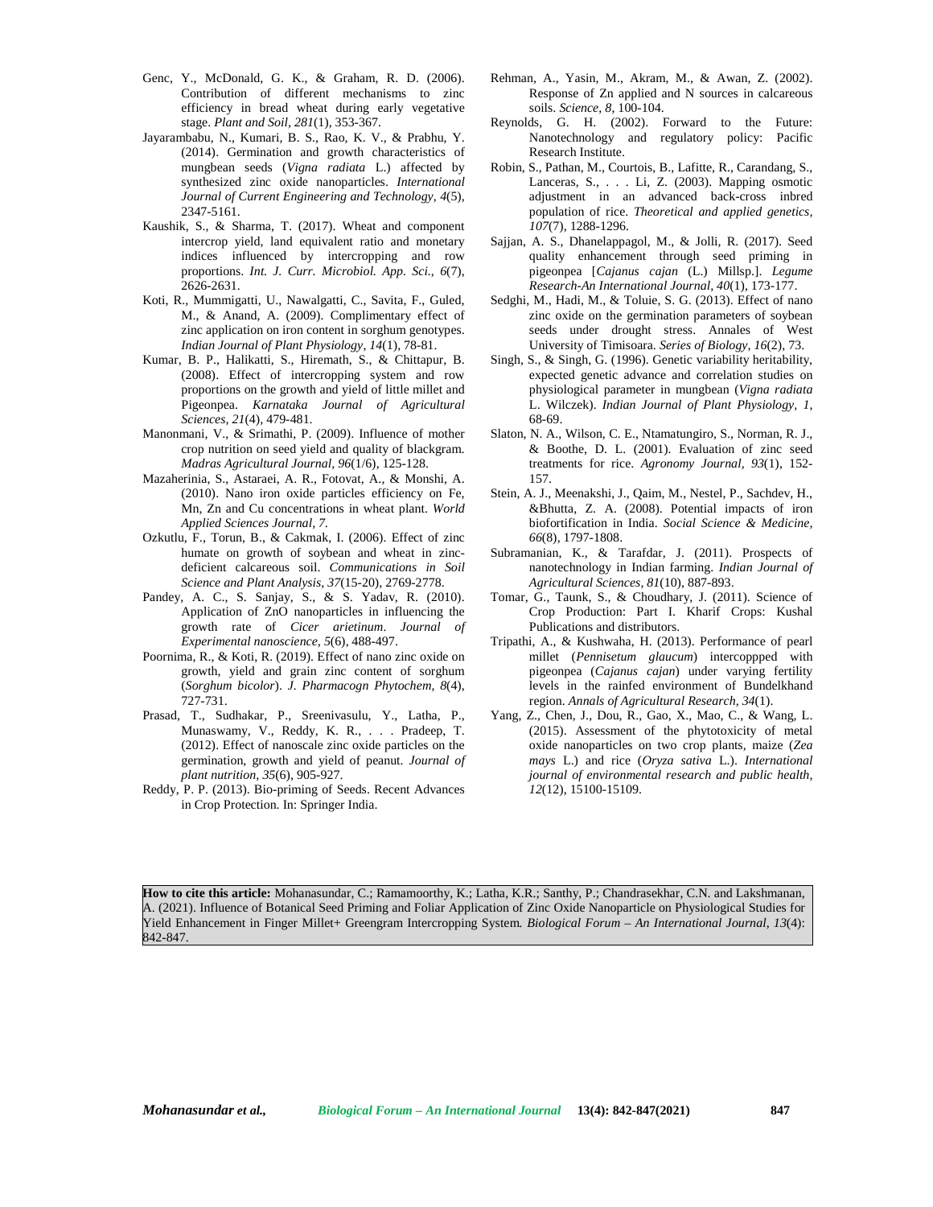Genc, Y., McDonald, G. K., & Graham, R. D. (2006). Contribution of different mechanisms to zinc efficiency in bread wheat during early vegetative stage. *Plant and Soil, 281*(1), 353-367.

Jayarambabu, N., Kumari, B. S., Rao, K. V., & Prabhu, Y. (2014). Germination and growth characteristics of mungbean seeds (*Vigna radiata* L.) affected by synthesized zinc oxide nanoparticles. *International Journal of Current Engineering and Technology, 4*(5), 2347-5161.

Kaushik, S., & Sharma, T. (2017). Wheat and component intercrop yield, land equivalent ratio and monetary indices influenced by intercropping and row proportions. *Int. J. Curr. Microbiol. App. Sci., 6*(7), 2626-2631.

Koti, R., Mummigatti, U., Nawalgatti, C., Savita, F., Guled, M., & Anand, A. (2009). Complimentary effect of zinc application on iron content in sorghum genotypes. *Indian Journal of Plant Physiology, 14*(1), 78-81.

Kumar, B. P., Halikatti, S., Hiremath, S., & Chittapur, B. (2008). Effect of intercropping system and row proportions on the growth and yield of little millet and Pigeonpea. *Karnataka Journal of Agricultural Sciences, 21*(4), 479-481.

Manonmani, V., & Srimathi, P. (2009). Influence of mother crop nutrition on seed yield and quality of blackgram. *Madras Agricultural Journal, 96*(1/6), 125-128.

Mazaherinia, S., Astaraei, A. R., Fotovat, A., & Monshi, A. (2010). Nano iron oxide particles efficiency on Fe, Mn, Zn and Cu concentrations in wheat plant. *World Applied Sciences Journal, 7*.

Ozkutlu, F., Torun, B., & Cakmak, I. (2006). Effect of zinc humate on growth of soybean and wheat in zinc-deficient calcareous soil. *Communications in Soil Science and Plant Analysis, 37*(15-20), 2769-2778.

Pandey, A. C., S. Sanjay, S., & S. Yadav, R. (2010). Application of ZnO nanoparticles in influencing the growth rate of *Cicer arietinum*. *Journal of Experimental nanoscience, 5*(6), 488-497.

Poornima, R., & Koti, R. (2019). Effect of nano zinc oxide on growth, yield and grain zinc content of sorghum (*Sorghum bicolor*). *J. Pharmacogn Phytochem, 8*(4), 727-731.

Prasad, T., Sudhakar, P., Sreenivasulu, Y., Latha, P., Munaswamy, V., Reddy, K. R., . . . Pradeep, T. (2012). Effect of nanoscale zinc oxide particles on the germination, growth and yield of peanut. *Journal of plant nutrition, 35*(6), 905-927.

Reddy, P. P. (2013). Bio-priming of Seeds. Recent Advances in Crop Protection. In: Springer India.

Rehman, A., Yasin, M., Akram, M., & Awan, Z. (2002). Response of Zn applied and N sources in calcareous soils. *Science, 8*, 100-104.

Reynolds, G. H. (2002). Forward to the Future: Nanotechnology and regulatory policy: Pacific Research Institute.

Robin, S., Pathan, M., Courtois, B., Lafitte, R., Carandang, S., Lanceras, S., . . . Li, Z. (2003). Mapping osmotic adjustment in an advanced back-cross inbred population of rice. *Theoretical and applied genetics, 107*(7), 1288-1296.

Sajjan, A. S., Dhanelappagol, M., & Jolli, R. (2017). Seed quality enhancement through seed priming in pigeonpea [*Cajanus cajan* (L.) Millsp.]. *Legume Research-An International Journal, 40*(1), 173-177.

Sedghi, M., Hadi, M., & Toluie, S. G. (2013). Effect of nano zinc oxide on the germination parameters of soybean seeds under drought stress. Annales of West University of Timisoara. *Series of Biology, 16*(2), 73.

Singh, S., & Singh, G. (1996). Genetic variability heritability, expected genetic advance and correlation studies on physiological parameter in mungbean (*Vigna radiata* L. Wilczek). *Indian Journal of Plant Physiology, 1*, 68-69.

Slaton, N. A., Wilson, C. E., Ntamatungiro, S., Norman, R. J., & Boothe, D. L. (2001). Evaluation of zinc seed treatments for rice. *Agronomy Journal, 93*(1), 152-157.

Stein, A. J., Meenakshi, J., Qaim, M., Nestel, P., Sachdev, H., &Bhutta, Z. A. (2008). Potential impacts of iron biofortification in India. *Social Science & Medicine, 66*(8), 1797-1808.

Subramanian, K., & Tarafdar, J. (2011). Prospects of nanotechnology in Indian farming. *Indian Journal of Agricultural Sciences, 81*(10), 887-893.

Tomar, G., Taunk, S., & Choudhary, J. (2011). Science of Crop Production: Part I. Kharif Crops: Kushal Publications and distributors.

Tripathi, A., & Kushwaha, H. (2013). Performance of pearl millet (*Pennisetum glaucum*) intercoppped with pigeonpea (*Cajanus cajan*) under varying fertility levels in the rainfed environment of Bundelkhand region. *Annals of Agricultural Research, 34*(1).

Yang, Z., Chen, J., Dou, R., Gao, X., Mao, C., & Wang, L. (2015). Assessment of the phytotoxicity of metal oxide nanoparticles on two crop plants, maize (*Zea mays* L.) and rice (*Oryza sativa* L.). *International journal of environmental research and public health, 12*(12), 15100-15109.

**How to cite this article:** Mohanasundar, C.; Ramamoorthy, K.; Latha, K.R.; Santhy, P.; Chandrasekhar, C.N. and Lakshmanan, A. (2021). Influence of Botanical Seed Priming and Foliar Application of Zinc Oxide Nanoparticle on Physiological Studies for Yield Enhancement in Finger Millet+ Greengram Intercropping System. *Biological Forum – An International Journal, 13*(4): 842-847.